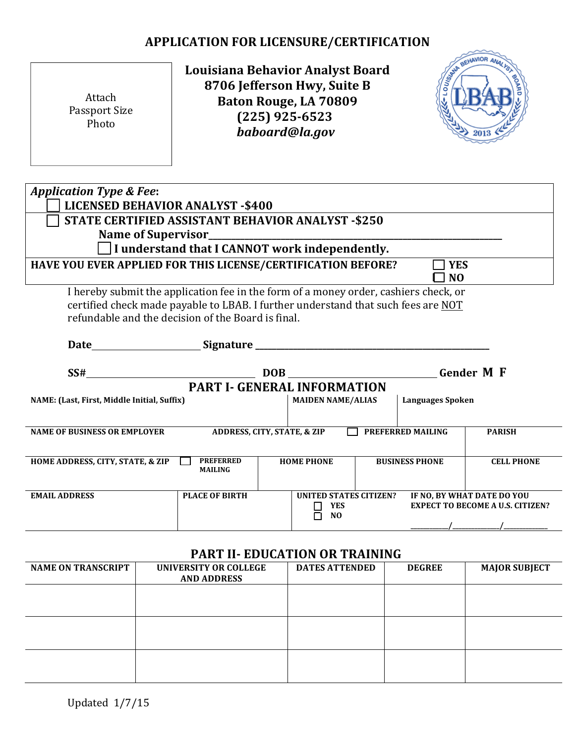# APPLICATION FOR LICENSURE/CERTIFICATION

Attach Passport Size Photo

**Louisiana Behavior Analyst Board**
**8706 Jefferson Hwy, Suite B**
**Baton Rouge, LA 70809**
**(225) 925-6523**
***baboard@la.gov***

*Application Type & Fee*:

☐ **LICENSED BEHAVIOR ANALYST -$400**

☐ **STATE CERTIFIED ASSISTANT BEHAVIOR ANALYST -$250**

**Name of Supervisor**______________________________________________

☐ **I understand that I CANNOT work independently.**

**HAVE YOU EVER APPLIED FOR THIS LICENSE/CERTIFICATION BEFORE?** ☐ **YES** ☐ **NO**

I hereby submit the application fee in the form of a money order, cashiers check, or certified check made payable to LBAB. I further understand that such fees are NOT refundable and the decision of the Board is final.

**Date**____________________ **Signature** ____________________________________________

**SS#**______________________________ **DOB** ___________________________ **Gender M F**

## PART I- GENERAL INFORMATION

| NAME: (Last, First, Middle Initial, Suffix) | MAIDEN NAME/ALIAS | Languages Spoken |
|---|---|---|
| | | |

| NAME OF BUSINESS OR EMPLOYER | ADDRESS, CITY, STATE, & ZIP ☐ PREFERRED MAILING | PARISH |
|---|---|---|
| | | |

| HOME ADDRESS, CITY, STATE, & ZIP ☐ PREFERRED MAILING | HOME PHONE | BUSINESS PHONE | CELL PHONE |
|---|---|---|---|
| | | | |

| EMAIL ADDRESS | PLACE OF BIRTH | UNITED STATES CITIZEN? ☐ YES ☐ NO | IF NO, BY WHAT DATE DO YOU EXPECT TO BECOME A U.S. CITIZEN? |
|---|---|---|---|
| | | | ________/__________/_________ |

## PART II- EDUCATION OR TRAINING

| NAME ON TRANSCRIPT | UNIVERSITY OR COLLEGE AND ADDRESS | DATES ATTENDED | DEGREE | MAJOR SUBJECT |
|---|---|---|---|---|
| | | | | |
| | | | | |
| | | | | |

Updated 1/7/15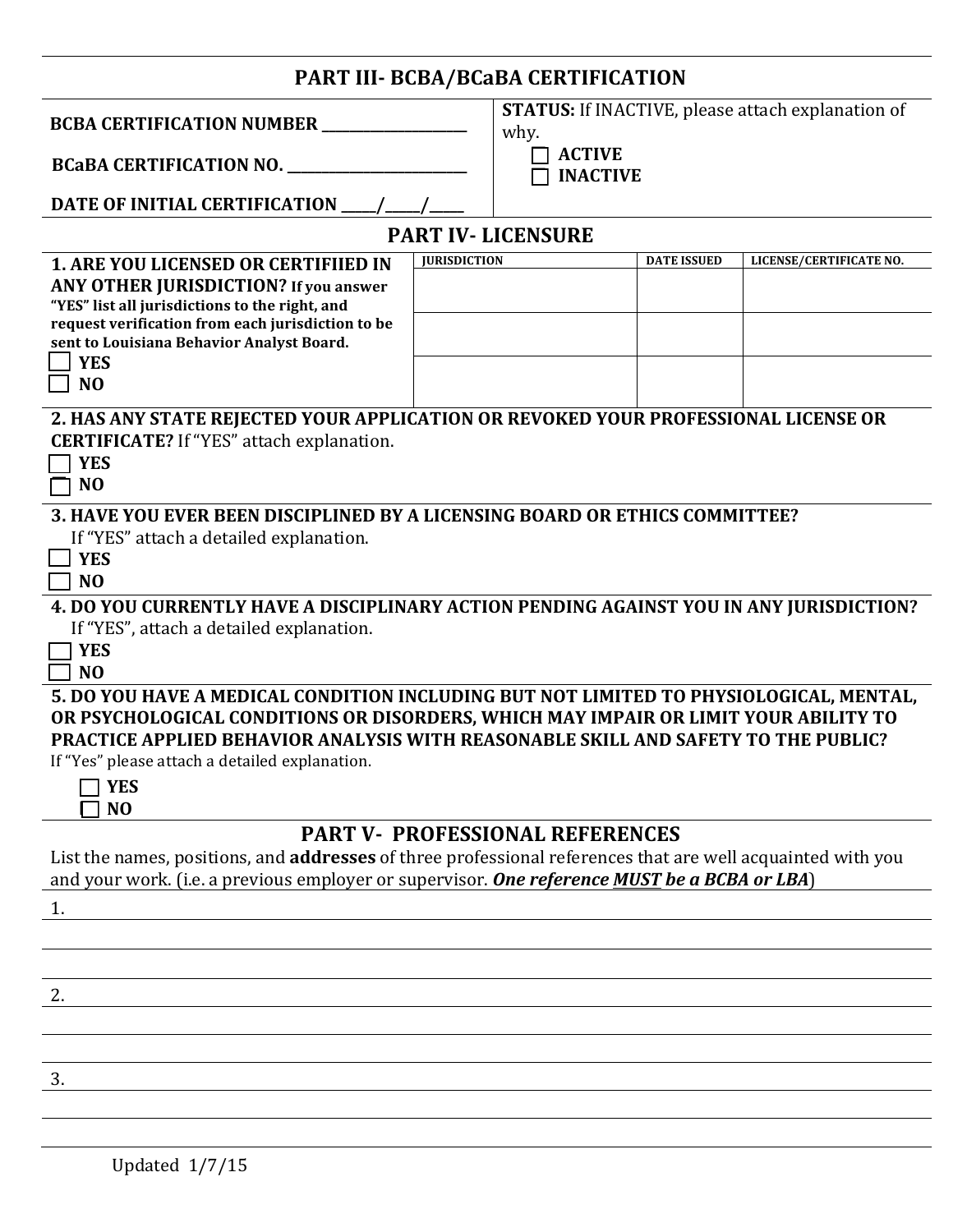## PART III- BCBA/BCaBA CERTIFICATION

**BCBA CERTIFICATION NUMBER** ____________________

**BCaBA CERTIFICATION NO.** ________________________

**DATE OF INITIAL CERTIFICATION** _____/_____/_____

**STATUS:** If INACTIVE, please attach explanation of why.

- ☐ **ACTIVE**
- ☐ **INACTIVE**

## PART IV- LICENSURE

**1. ARE YOU LICENSED OR CERTIFIIED IN ANY OTHER JURISDICTION? If you answer "YES" list all jurisdictions to the right, and request verification from each jurisdiction to be sent to Louisiana Behavior Analyst Board.**

- ☐ **YES**
- ☐ **NO**

| JURISDICTION | DATE ISSUED | LICENSE/CERTIFICATE NO. |
|---|---|---|
| | | |
| | | |
| | | |

**2. HAS ANY STATE REJECTED YOUR APPLICATION OR REVOKED YOUR PROFESSIONAL LICENSE OR CERTIFICATE?** If "YES" attach explanation.

- ☐ **YES**
- ☐ **NO**

**3. HAVE YOU EVER BEEN DISCIPLINED BY A LICENSING BOARD OR ETHICS COMMITTEE?**
If "YES" attach a detailed explanation.

- ☐ **YES**
- ☐ **NO**

**4. DO YOU CURRENTLY HAVE A DISCIPLINARY ACTION PENDING AGAINST YOU IN ANY JURISDICTION?**
If "YES", attach a detailed explanation.

- ☐ **YES**
- ☐ **NO**

**5. DO YOU HAVE A MEDICAL CONDITION INCLUDING BUT NOT LIMITED TO PHYSIOLOGICAL, MENTAL, OR PSYCHOLOGICAL CONDITIONS OR DISORDERS, WHICH MAY IMPAIR OR LIMIT YOUR ABILITY TO PRACTICE APPLIED BEHAVIOR ANALYSIS WITH REASONABLE SKILL AND SAFETY TO THE PUBLIC?**
If "Yes" please attach a detailed explanation.

- ☐ **YES**
- ☐ **NO**

## PART V- PROFESSIONAL REFERENCES

List the names, positions, and **addresses** of three professional references that are well acquainted with you and your work. (i.e. a previous employer or supervisor. ***One reference MUST be a BCBA or LBA***)

1. ______________________________________________

2. ______________________________________________

3. ______________________________________________

Updated 1/7/15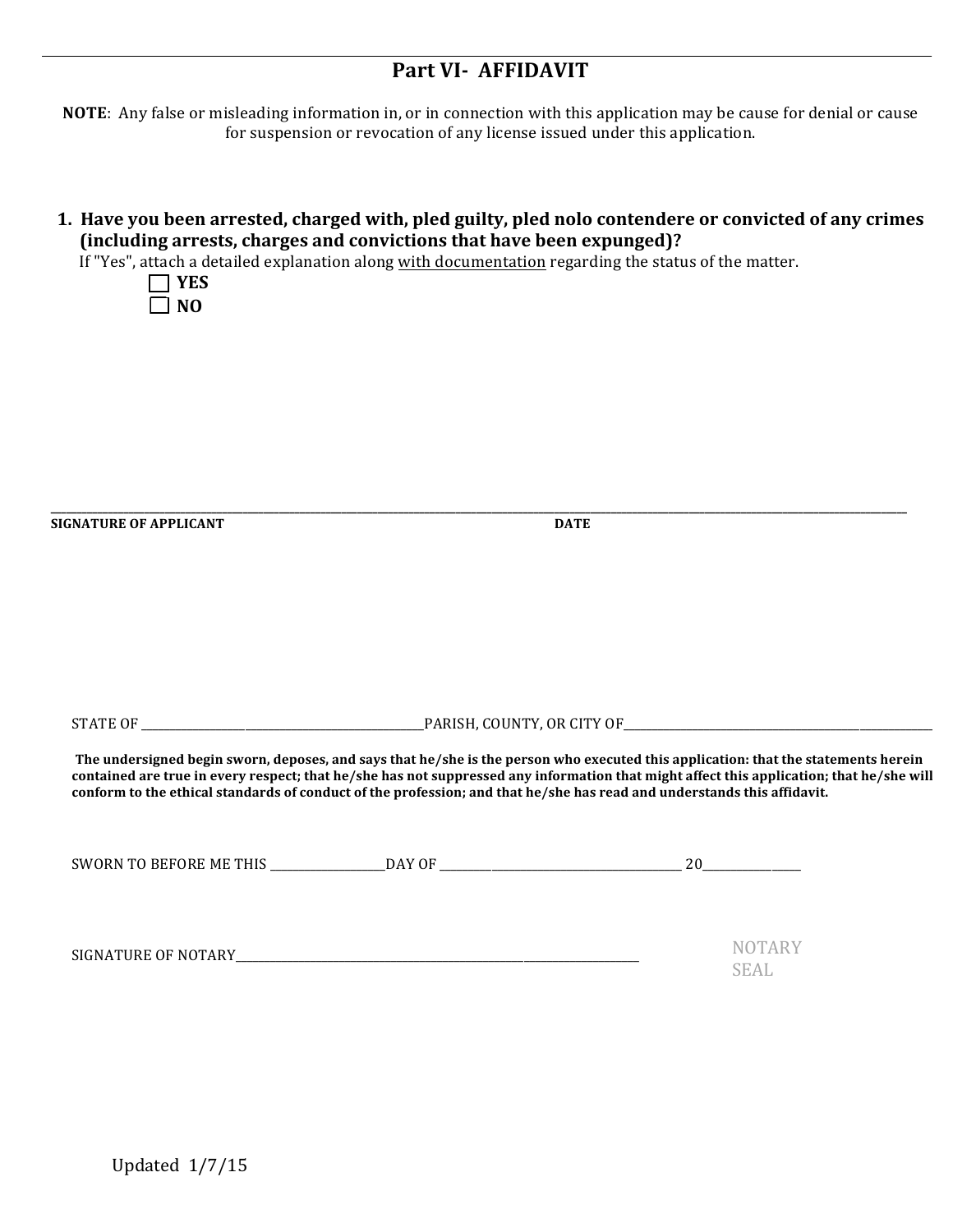# Part VI- AFFIDAVIT

**NOTE**: Any false or misleading information in, or in connection with this application may be cause for denial or cause for suspension or revocation of any license issued under this application.

1. **Have you been arrested, charged with, pled guilty, pled nolo contendere or convicted of any crimes (including arrests, charges and convictions that have been expunged)?**

   If "Yes", attach a detailed explanation along with documentation regarding the status of the matter.

   ☐ **YES**

   ☐ **NO**

_______________________________________________________________________________

**SIGNATURE OF APPLICANT** **DATE**

STATE OF ______________________________ PARISH, COUNTY, OR CITY OF ______________________________

**The undersigned begin sworn, deposes, and says that he/she is the person who executed this application: that the statements herein contained are true in every respect; that he/she has not suppressed any information that might affect this application; that he/she will conform to the ethical standards of conduct of the profession; and that he/she has read and understands this affidavit.**

SWORN TO BEFORE ME THIS ____________ DAY OF ________________________ 20__________

SIGNATURE OF NOTARY ______________________________________________

NOTARY SEAL

Updated 1/7/15